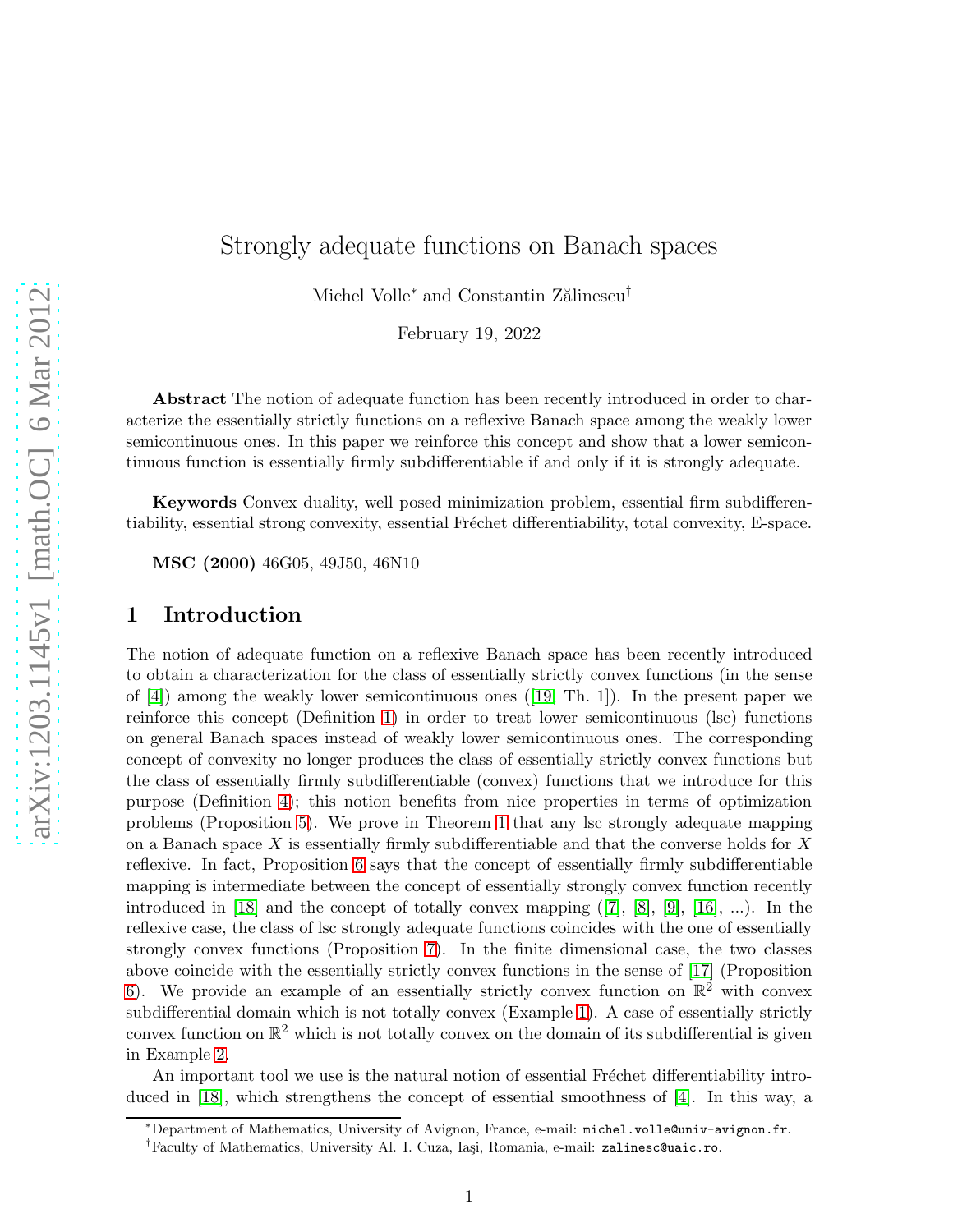# Strongly adequate functions on Banach spaces

Michel Volle* and Constantin Zălinescu†

February 19, 2022

**Abstract** The notion of adequate function has been recently introduced in order to characterize the essentially strictly functions on a reflexive Banach space among the weakly lower semicontinuous ones. In this paper we reinforce this concept and show that a lower semicontinuous function is essentially firmly subdifferentiable if and only if it is strongly adequate.

**Keywords** Convex duality, well posed minimization problem, essential firm subdifferentiability, essential strong convexity, essential Fréchet differentiability, total convexity, E-space.

**MSC (2000)** 46G05, 49J50, 46N10

## 1 Introduction

The notion of adequate function on a reflexive Banach space has been recently introduced to obtain a characterization for the class of essentially strictly convex functions (in the sense of [4]) among the weakly lower semicontinuous ones ([19, Th. 1]). In the present paper we reinforce this concept (Definition 1) in order to treat lower semicontinuous (lsc) functions on general Banach spaces instead of weakly lower semicontinuous ones. The corresponding concept of convexity no longer produces the class of essentially strictly convex functions but the class of essentially firmly subdifferentiable (convex) functions that we introduce for this purpose (Definition 4); this notion benefits from nice properties in terms of optimization problems (Proposition 5). We prove in Theorem 1 that any lsc strongly adequate mapping on a Banach space $X$ is essentially firmly subdifferentiable and that the converse holds for $X$ reflexive. In fact, Proposition 6 says that the concept of essentially firmly subdifferentiable mapping is intermediate between the concept of essentially strongly convex function recently introduced in [18] and the concept of totally convex mapping ([7], [8], [9], [16], ...). In the reflexive case, the class of lsc strongly adequate functions coincides with the one of essentially strongly convex functions (Proposition 7). In the finite dimensional case, the two classes above coincide with the essentially strictly convex functions in the sense of [17] (Proposition 6). We provide an example of an essentially strictly convex function on $\mathbb{R}^2$ with convex subdifferential domain which is not totally convex (Example 1). A case of essentially strictly convex function on $\mathbb{R}^2$ which is not totally convex on the domain of its subdifferential is given in Example 2.

An important tool we use is the natural notion of essential Fréchet differentiability introduced in [18], which strengthens the concept of essential smoothness of [4]. In this way, a

---

*Department of Mathematics, University of Avignon, France, e-mail: `michel.volle@univ-avignon.fr`.

†Faculty of Mathematics, University Al. I. Cuza, Iaşi, Romania, e-mail: `zalinesc@uaic.ro`.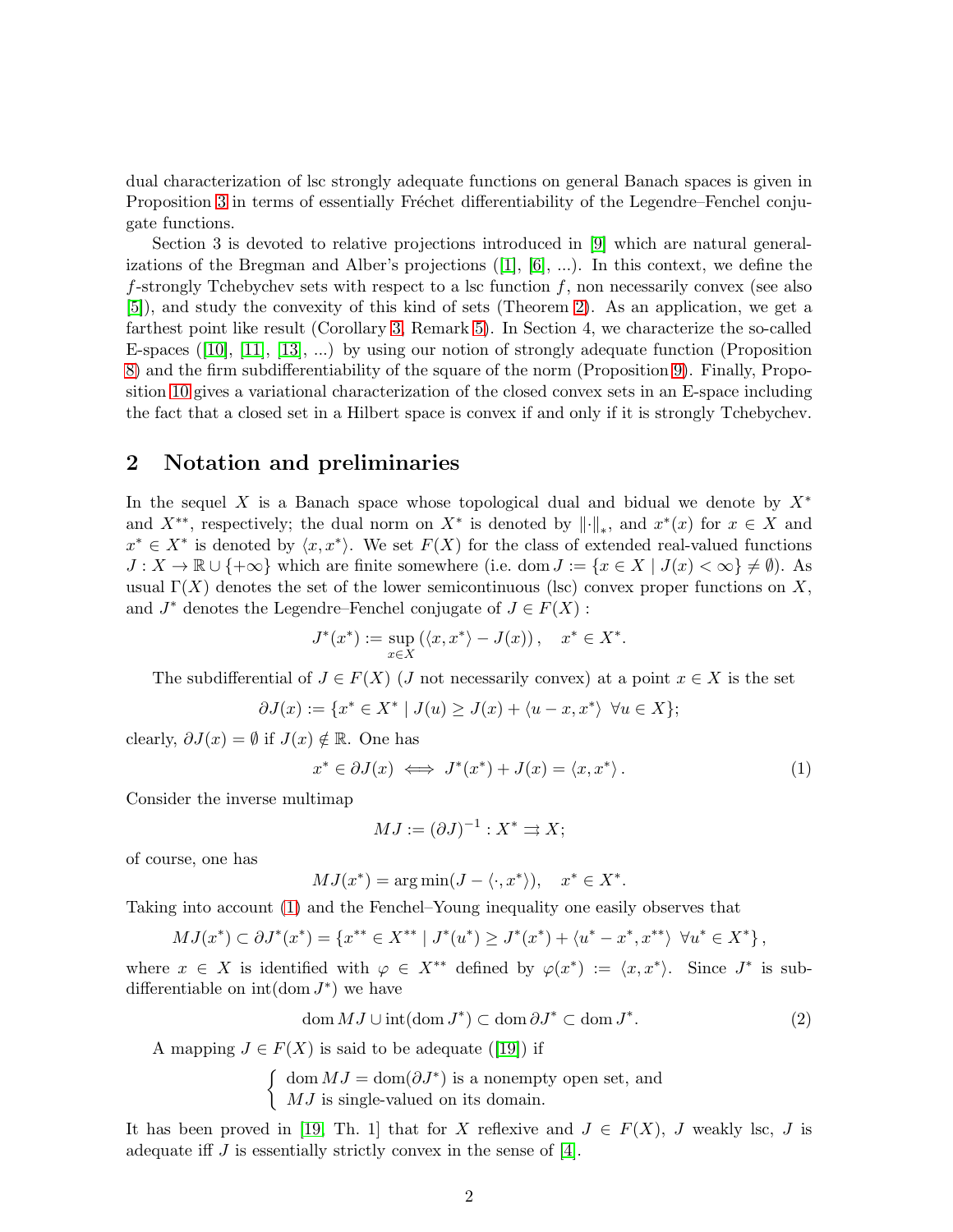dual characterization of lsc strongly adequate functions on general Banach spaces is given in Proposition 3 in terms of essentially Fréchet differentiability of the Legendre–Fenchel conjugate functions.

Section 3 is devoted to relative projections introduced in [9] which are natural generalizations of the Bregman and Alber's projections ([1], [6], ...). In this context, we define the $f$-strongly Tchebychev sets with respect to a lsc function $f$, non necessarily convex (see also [5]), and study the convexity of this kind of sets (Theorem 2). As an application, we get a farthest point like result (Corollary 3, Remark 5). In Section 4, we characterize the so-called E-spaces ([10], [11], [13], ...) by using our notion of strongly adequate function (Proposition 8) and the firm subdifferentiability of the square of the norm (Proposition 9). Finally, Proposition 10 gives a variational characterization of the closed convex sets in an E-space including the fact that a closed set in a Hilbert space is convex if and only if it is strongly Tchebychev.

## 2 Notation and preliminaries

In the sequel $X$ is a Banach space whose topological dual and bidual we denote by $X^*$ and $X^{**}$, respectively; the dual norm on $X^*$ is denoted by $\|\cdot\|_*$, and $x^*(x)$ for $x \in X$ and $x^* \in X^*$ is denoted by $\langle x, x^* \rangle$. We set $F(X)$ for the class of extended real-valued functions $J : X \to \mathbb{R} \cup \{+\infty\}$ which are finite somewhere (i.e. $\operatorname{dom} J := \{x \in X \mid J(x) < \infty\} \neq \emptyset$). As usual $\Gamma(X)$ denotes the set of the lower semicontinuous (lsc) convex proper functions on $X$, and $J^*$ denotes the Legendre–Fenchel conjugate of $J \in F(X)$ :

$$J^*(x^*) := \sup_{x \in X} \left( \langle x, x^* \rangle - J(x) \right), \quad x^* \in X^*.$$

The subdifferential of $J \in F(X)$ ($J$ not necessarily convex) at a point $x \in X$ is the set

$$\partial J(x) := \{x^* \in X^* \mid J(u) \geq J(x) + \langle u - x, x^* \rangle \ \forall u \in X\};$$

clearly, $\partial J(x) = \emptyset$ if $J(x) \notin \mathbb{R}$. One has

$$x^* \in \partial J(x) \iff J^*(x^*) + J(x) = \langle x, x^* \rangle . \tag{1}$$

Consider the inverse multimap

$$MJ := (\partial J)^{-1} : X^* \rightrightarrows X;$$

of course, one has

$$MJ(x^*) = \arg\min(J - \langle \cdot, x^* \rangle), \quad x^* \in X^*.$$

Taking into account (1) and the Fenchel–Young inequality one easily observes that

$$MJ(x^*) \subset \partial J^*(x^*) = \{x^{**} \in X^{**} \mid J^*(u^*) \geq J^*(x^*) + \langle u^* - x^*, x^{**} \rangle \ \forall u^* \in X^*\},$$

where $x \in X$ is identified with $\varphi \in X^{**}$ defined by $\varphi(x^*) := \langle x, x^* \rangle$. Since $J^*$ is subdifferentiable on $\operatorname{int}(\operatorname{dom} J^*)$ we have

$$\operatorname{dom} MJ \cup \operatorname{int}(\operatorname{dom} J^*) \subset \operatorname{dom} \partial J^* \subset \operatorname{dom} J^*. \tag{2}$$

A mapping $J \in F(X)$ is said to be adequate ([19]) if

$$\begin{cases} \operatorname{dom} MJ = \operatorname{dom}(\partial J^*) \text{ is a nonempty open set, and} \\ MJ \text{ is single-valued on its domain.} \end{cases}$$

It has been proved in [19, Th. 1] that for $X$ reflexive and $J \in F(X)$, $J$ weakly lsc, $J$ is adequate iff $J$ is essentially strictly convex in the sense of [4].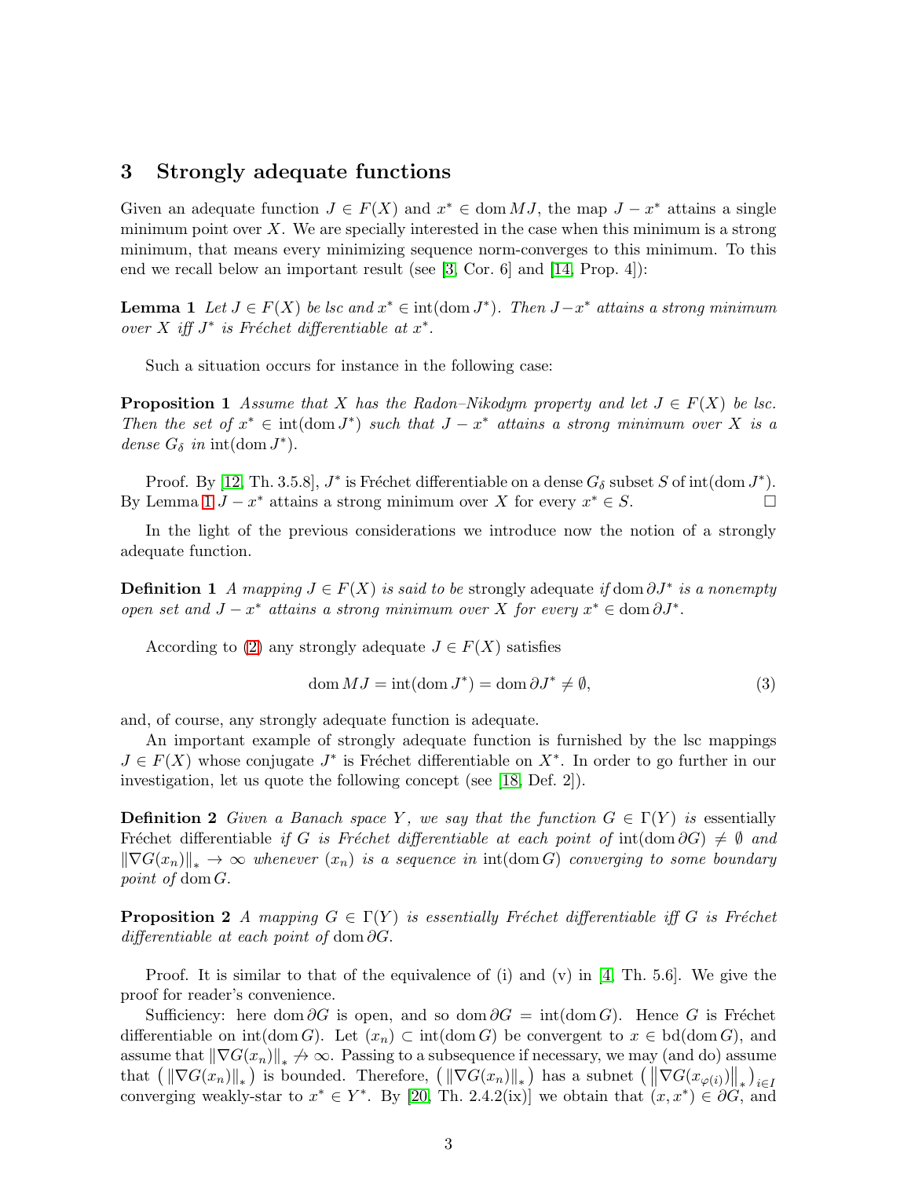## 3 Strongly adequate functions

Given an adequate function $J \in F(X)$ and $x^* \in \operatorname{dom} MJ$, the map $J - x^*$ attains a single minimum point over $X$. We are specially interested in the case when this minimum is a strong minimum, that means every minimizing sequence norm-converges to this minimum. To this end we recall below an important result (see [3, Cor. 6] and [14, Prop. 4]):

**Lemma 1** *Let $J \in F(X)$ be lsc and $x^* \in \operatorname{int}(\operatorname{dom} J^*)$. Then $J - x^*$ attains a strong minimum over $X$ iff $J^*$ is Fréchet differentiable at $x^*$.*

Such a situation occurs for instance in the following case:

**Proposition 1** *Assume that $X$ has the Radon–Nikodym property and let $J \in F(X)$ be lsc. Then the set of $x^* \in \operatorname{int}(\operatorname{dom} J^*)$ such that $J - x^*$ attains a strong minimum over $X$ is a dense $G_\delta$ in $\operatorname{int}(\operatorname{dom} J^*)$.*

Proof. By [12, Th. 3.5.8], $J^*$ is Fréchet differentiable on a dense $G_\delta$ subset $S$ of $\operatorname{int}(\operatorname{dom} J^*)$. By Lemma 1 $J - x^*$ attains a strong minimum over $X$ for every $x^* \in S$. □

In the light of the previous considerations we introduce now the notion of a strongly adequate function.

**Definition 1** *A mapping $J \in F(X)$ is said to be* strongly adequate *if $\operatorname{dom} \partial J^*$ is a nonempty open set and $J - x^*$ attains a strong minimum over $X$ for every $x^* \in \operatorname{dom} \partial J^*$.*

According to (2) any strongly adequate $J \in F(X)$ satisfies

$$\operatorname{dom} MJ = \operatorname{int}(\operatorname{dom} J^*) = \operatorname{dom} \partial J^* \neq \emptyset, \tag{3}$$

and, of course, any strongly adequate function is adequate.

An important example of strongly adequate function is furnished by the lsc mappings $J \in F(X)$ whose conjugate $J^*$ is Fréchet differentiable on $X^*$. In order to go further in our investigation, let us quote the following concept (see [18, Def. 2]).

**Definition 2** *Given a Banach space $Y$, we say that the function $G \in \Gamma(Y)$ is* essentially Fréchet differentiable *if $G$ is Fréchet differentiable at each point of $\operatorname{int}(\operatorname{dom} \partial G) \neq \emptyset$ and $\|\nabla G(x_n)\|_* \to \infty$ whenever $(x_n)$ is a sequence in $\operatorname{int}(\operatorname{dom} G)$ converging to some boundary point of $\operatorname{dom} G$.*

**Proposition 2** *A mapping $G \in \Gamma(Y)$ is essentially Fréchet differentiable iff $G$ is Fréchet differentiable at each point of $\operatorname{dom} \partial G$.*

Proof. It is similar to that of the equivalence of (i) and (v) in [4, Th. 5.6]. We give the proof for reader's convenience.

Sufficiency: here $\operatorname{dom} \partial G$ is open, and so $\operatorname{dom} \partial G = \operatorname{int}(\operatorname{dom} G)$. Hence $G$ is Fréchet differentiable on $\operatorname{int}(\operatorname{dom} G)$. Let $(x_n) \subset \operatorname{int}(\operatorname{dom} G)$ be convergent to $x \in \operatorname{bd}(\operatorname{dom} G)$, and assume that $\|\nabla G(x_n)\|_* \not\to \infty$. Passing to a subsequence if necessary, we may (and do) assume that $\left(\|\nabla G(x_n)\|_*\right)$ is bounded. Therefore, $\left(\|\nabla G(x_n)\|_*\right)$ has a subnet $\left(\|\nabla G(x_{\varphi(i)})\|_*\right)_{i \in I}$ converging weakly-star to $x^* \in Y^*$. By [20, Th. 2.4.2(ix)] we obtain that $(x, x^*) \in \partial G$, and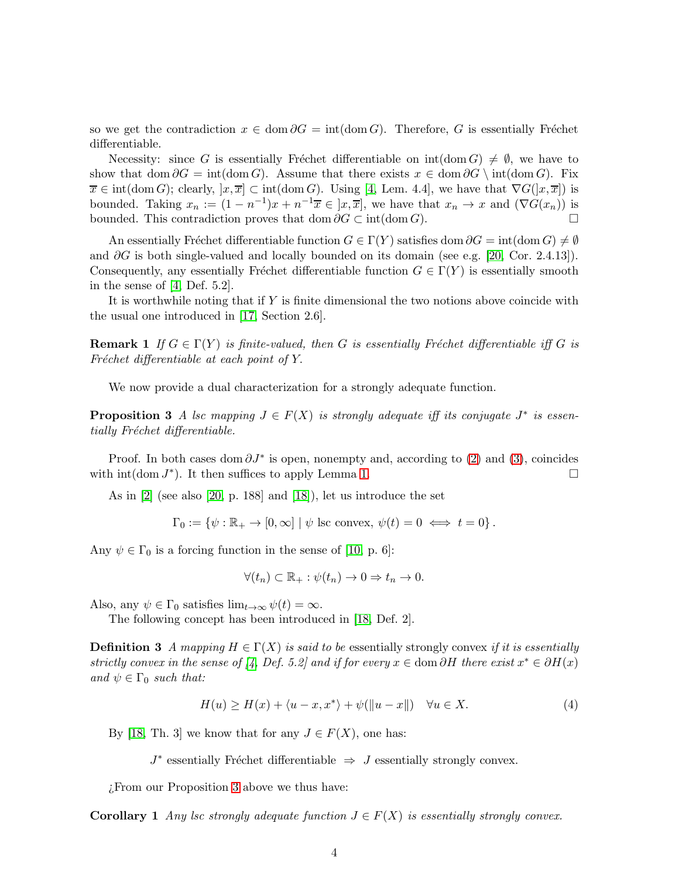so we get the contradiction $x \in \operatorname{dom} \partial G = \operatorname{int}(\operatorname{dom} G)$. Therefore, $G$ is essentially Fréchet differentiable.

Necessity: since $G$ is essentially Fréchet differentiable on $\operatorname{int}(\operatorname{dom} G) \neq \emptyset$, we have to show that $\operatorname{dom} \partial G = \operatorname{int}(\operatorname{dom} G)$. Assume that there exists $x \in \operatorname{dom} \partial G \setminus \operatorname{int}(\operatorname{dom} G)$. Fix $\overline{x} \in \operatorname{int}(\operatorname{dom} G)$; clearly, $]x, \overline{x}] \subset \operatorname{int}(\operatorname{dom} G)$. Using [4, Lem. 4.4], we have that $\nabla G(]x, \overline{x}])$ is bounded. Taking $x_n := (1 - n^{-1})x + n^{-1}\overline{x} \in ]x, \overline{x}]$, we have that $x_n \to x$ and $(\nabla G(x_n))$ is bounded. This contradiction proves that $\operatorname{dom} \partial G \subset \operatorname{int}(\operatorname{dom} G)$. □

An essentially Fréchet differentiable function $G \in \Gamma(Y)$ satisfies $\operatorname{dom} \partial G = \operatorname{int}(\operatorname{dom} G) \neq \emptyset$ and $\partial G$ is both single-valued and locally bounded on its domain (see e.g. [20, Cor. 2.4.13]). Consequently, any essentially Fréchet differentiable function $G \in \Gamma(Y)$ is essentially smooth in the sense of [4, Def. 5.2].

It is worthwhile noting that if $Y$ is finite dimensional the two notions above coincide with the usual one introduced in [17, Section 2.6].

**Remark 1** *If $G \in \Gamma(Y)$ is finite-valued, then $G$ is essentially Fréchet differentiable iff $G$ is Fréchet differentiable at each point of $Y$.*

We now provide a dual characterization for a strongly adequate function.

**Proposition 3** *A lsc mapping $J \in F(X)$ is strongly adequate iff its conjugate $J^*$ is essentially Fréchet differentiable.*

Proof. In both cases $\operatorname{dom} \partial J^*$ is open, nonempty and, according to (2) and (3), coincides with $\operatorname{int}(\operatorname{dom} J^*)$. It then suffices to apply Lemma 1. □

As in [2] (see also [20, p. 188] and [18]), let us introduce the set

$$\Gamma_0 := \{\psi : \mathbb{R}_+ \to [0, \infty] \mid \psi \text{ lsc convex}, \ \psi(t) = 0 \iff t = 0\}.$$

Any $\psi \in \Gamma_0$ is a forcing function in the sense of [10, p. 6]:

$$\forall (t_n) \subset \mathbb{R}_+ : \psi(t_n) \to 0 \Rightarrow t_n \to 0.$$

Also, any $\psi \in \Gamma_0$ satisfies $\lim_{t \to \infty} \psi(t) = \infty$.

The following concept has been introduced in [18, Def. 2].

**Definition 3** *A mapping $H \in \Gamma(X)$ is said to be* essentially strongly convex *if it is essentially strictly convex in the sense of [4, Def. 5.2] and if for every $x \in \operatorname{dom} \partial H$ there exist $x^* \in \partial H(x)$ and $\psi \in \Gamma_0$ such that:*

$$H(u) \geq H(x) + \langle u - x, x^* \rangle + \psi(\|u - x\|) \quad \forall u \in X. \tag{4}$$

By [18, Th. 3] we know that for any $J \in F(X)$, one has:

$J^*$ essentially Fréchet differentiable $\Rightarrow$ $J$ essentially strongly convex.

¿From our Proposition 3 above we thus have:

**Corollary 1** *Any lsc strongly adequate function $J \in F(X)$ is essentially strongly convex.*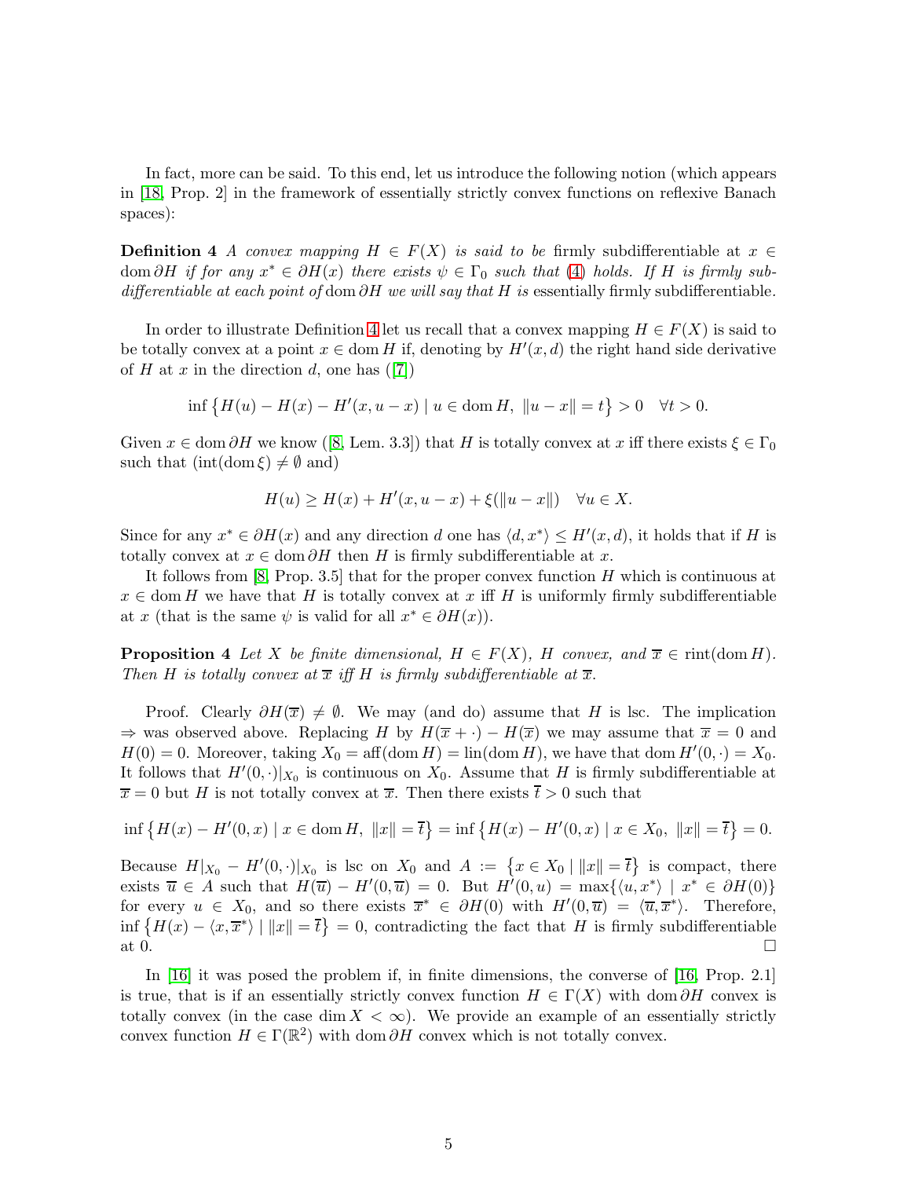In fact, more can be said. To this end, let us introduce the following notion (which appears in [18, Prop. 2] in the framework of essentially strictly convex functions on reflexive Banach spaces):

**Definition 4** *A convex mapping $H \in F(X)$ is said to be* firmly subdifferentiable *at $x \in \operatorname{dom} \partial H$ if for any $x^* \in \partial H(x)$ there exists $\psi \in \Gamma_0$ such that (4) holds. If $H$ is firmly subdifferentiable at each point of $\operatorname{dom} \partial H$ we will say that $H$ is* essentially firmly subdifferentiable.

In order to illustrate Definition 4 let us recall that a convex mapping $H \in F(X)$ is said to be totally convex at a point $x \in \operatorname{dom} H$ if, denoting by $H'(x, d)$ the right hand side derivative of $H$ at $x$ in the direction $d$, one has ([7])

$$\inf \left\{ H(u) - H(x) - H'(x, u - x) \mid u \in \operatorname{dom} H, \ \|u - x\| = t \right\} > 0 \quad \forall t > 0.$$

Given $x \in \operatorname{dom} \partial H$ we know ([8, Lem. 3.3]) that $H$ is totally convex at $x$ iff there exists $\xi \in \Gamma_0$ such that ($\operatorname{int}(\operatorname{dom} \xi) \neq \emptyset$ and)

$$H(u) \geq H(x) + H'(x, u - x) + \xi(\|u - x\|) \quad \forall u \in X.$$

Since for any $x^* \in \partial H(x)$ and any direction $d$ one has $\langle d, x^* \rangle \leq H'(x, d)$, it holds that if $H$ is totally convex at $x \in \operatorname{dom} \partial H$ then $H$ is firmly subdifferentiable at $x$.

It follows from [8, Prop. 3.5] that for the proper convex function $H$ which is continuous at $x \in \operatorname{dom} H$ we have that $H$ is totally convex at $x$ iff $H$ is uniformly firmly subdifferentiable at $x$ (that is the same $\psi$ is valid for all $x^* \in \partial H(x)$).

**Proposition 4** *Let $X$ be finite dimensional, $H \in F(X)$, $H$ convex, and $\overline{x} \in \operatorname{rint}(\operatorname{dom} H)$. Then $H$ is totally convex at $\overline{x}$ iff $H$ is firmly subdifferentiable at $\overline{x}$.*

Proof. Clearly $\partial H(\overline{x}) \neq \emptyset$. We may (and do) assume that $H$ is lsc. The implication $\Rightarrow$ was observed above. Replacing $H$ by $H(\overline{x} + \cdot) - H(\overline{x})$ we may assume that $\overline{x} = 0$ and $H(0) = 0$. Moreover, taking $X_0 = \operatorname{aff}(\operatorname{dom} H) = \operatorname{lin}(\operatorname{dom} H)$, we have that $\operatorname{dom} H'(0, \cdot) = X_0$. It follows that $H'(0, \cdot)|_{X_0}$ is continuous on $X_0$. Assume that $H$ is firmly subdifferentiable at $\overline{x} = 0$ but $H$ is not totally convex at $\overline{x}$. Then there exists $\overline{t} > 0$ such that

$$\inf \left\{ H(x) - H'(0, x) \mid x \in \operatorname{dom} H, \ \|x\| = \overline{t} \right\} = \inf \left\{ H(x) - H'(0, x) \mid x \in X_0, \ \|x\| = \overline{t} \right\} = 0.$$

Because $H|_{X_0} - H'(0, \cdot)|_{X_0}$ is lsc on $X_0$ and $A := \left\{ x \in X_0 \mid \|x\| = \overline{t} \right\}$ is compact, there exists $\overline{u} \in A$ such that $H(\overline{u}) - H'(0, \overline{u}) = 0$. But $H'(0, u) = \max\{\langle u, x^* \rangle \mid x^* \in \partial H(0)\}$ for every $u \in X_0$, and so there exists $\overline{x}^* \in \partial H(0)$ with $H'(0, \overline{u}) = \langle \overline{u}, \overline{x}^* \rangle$. Therefore, $\inf \left\{ H(x) - \langle x, \overline{x}^* \rangle \mid \|x\| = \overline{t} \right\} = 0$, contradicting the fact that $H$ is firmly subdifferentiable at 0. $\square$

In [16] it was posed the problem if, in finite dimensions, the converse of [16, Prop. 2.1] is true, that is if an essentially strictly convex function $H \in \Gamma(X)$ with $\operatorname{dom} \partial H$ convex is totally convex (in the case $\dim X < \infty$). We provide an example of an essentially strictly convex function $H \in \Gamma(\mathbb{R}^2)$ with $\operatorname{dom} \partial H$ convex which is not totally convex.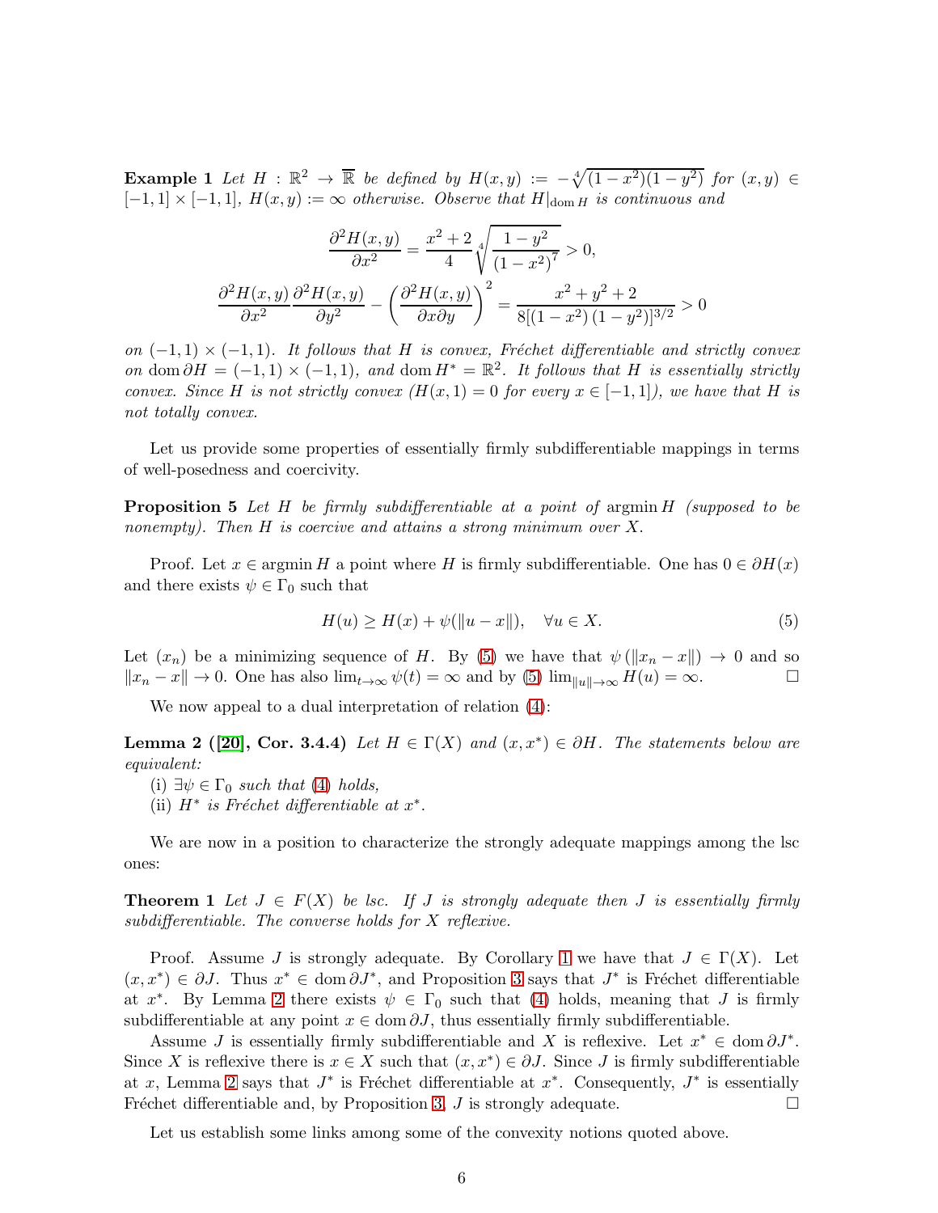**Example 1** *Let $H : \mathbb{R}^2 \to \overline{\mathbb{R}}$ be defined by $H(x,y) := -\sqrt[4]{(1-x^2)(1-y^2)}$ for $(x,y) \in [-1,1] \times [-1,1]$, $H(x,y) := \infty$ otherwise. Observe that $H|_{\operatorname{dom} H}$ is continuous and*

$$\frac{\partial^2 H(x,y)}{\partial x^2} = \frac{x^2+2}{4}\sqrt[4]{\frac{1-y^2}{(1-x^2)^7}} > 0,$$

$$\frac{\partial^2 H(x,y)}{\partial x^2}\frac{\partial^2 H(x,y)}{\partial y^2} - \left(\frac{\partial^2 H(x,y)}{\partial x \partial y}\right)^2 = \frac{x^2+y^2+2}{8[(1-x^2)(1-y^2)]^{3/2}} > 0$$

*on $(-1,1) \times (-1,1)$. It follows that $H$ is convex, Fréchet differentiable and strictly convex on $\operatorname{dom} \partial H = (-1,1) \times (-1,1)$, and $\operatorname{dom} H^* = \mathbb{R}^2$. It follows that $H$ is essentially strictly convex. Since $H$ is not strictly convex ($H(x,1) = 0$ for every $x \in [-1,1]$), we have that $H$ is not totally convex.*

Let us provide some properties of essentially firmly subdifferentiable mappings in terms of well-posedness and coercivity.

**Proposition 5** *Let $H$ be firmly subdifferentiable at a point of $\operatorname{argmin} H$ (supposed to be nonempty). Then $H$ is coercive and attains a strong minimum over $X$.*

Proof. Let $x \in \operatorname{argmin} H$ a point where $H$ is firmly subdifferentiable. One has $0 \in \partial H(x)$ and there exists $\psi \in \Gamma_0$ such that

$$H(u) \geq H(x) + \psi(\|u - x\|), \quad \forall u \in X. \tag{5}$$

Let $(x_n)$ be a minimizing sequence of $H$. By (5) we have that $\psi(\|x_n - x\|) \to 0$ and so $\|x_n - x\| \to 0$. One has also $\lim_{t\to\infty} \psi(t) = \infty$ and by (5) $\lim_{\|u\|\to\infty} H(u) = \infty$. □

We now appeal to a dual interpretation of relation (4):

**Lemma 2 ([20], Cor. 3.4.4)** *Let $H \in \Gamma(X)$ and $(x, x^*) \in \partial H$. The statements below are equivalent:*
*(i) $\exists \psi \in \Gamma_0$ such that (4) holds,*
*(ii) $H^*$ is Fréchet differentiable at $x^*$.*

We are now in a position to characterize the strongly adequate mappings among the lsc ones:

**Theorem 1** *Let $J \in F(X)$ be lsc. If $J$ is strongly adequate then $J$ is essentially firmly subdifferentiable. The converse holds for $X$ reflexive.*

Proof. Assume $J$ is strongly adequate. By Corollary 1 we have that $J \in \Gamma(X)$. Let $(x, x^*) \in \partial J$. Thus $x^* \in \operatorname{dom} \partial J^*$, and Proposition 3 says that $J^*$ is Fréchet differentiable at $x^*$. By Lemma 2 there exists $\psi \in \Gamma_0$ such that (4) holds, meaning that $J$ is firmly subdifferentiable at any point $x \in \operatorname{dom} \partial J$, thus essentially firmly subdifferentiable.

Assume $J$ is essentially firmly subdifferentiable and $X$ is reflexive. Let $x^* \in \operatorname{dom} \partial J^*$. Since $X$ is reflexive there is $x \in X$ such that $(x, x^*) \in \partial J$. Since $J$ is firmly subdifferentiable at $x$, Lemma 2 says that $J^*$ is Fréchet differentiable at $x^*$. Consequently, $J^*$ is essentially Fréchet differentiable and, by Proposition 3, $J$ is strongly adequate. □

Let us establish some links among some of the convexity notions quoted above.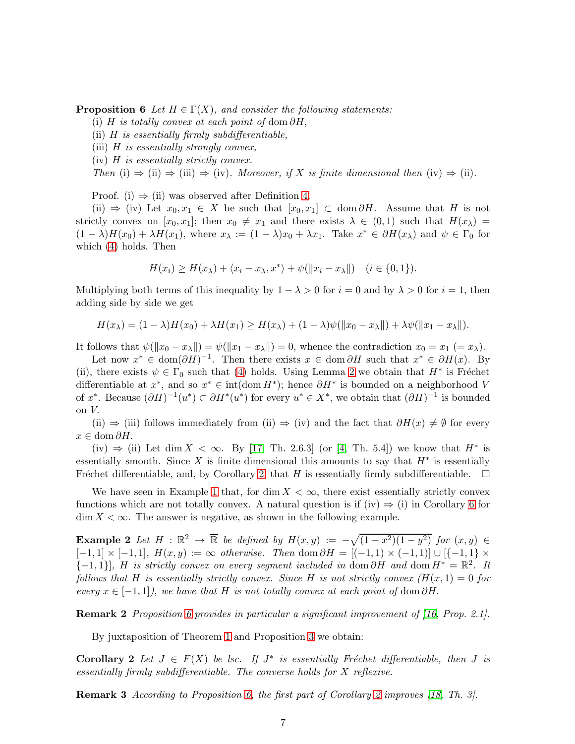**Proposition 6** *Let $H \in \Gamma(X)$, and consider the following statements:*

(i) *$H$ is totally convex at each point of* $\operatorname{dom} \partial H$,

(ii) *$H$ is essentially firmly subdifferentiable,*

(iii) *$H$ is essentially strongly convex,*

(iv) *$H$ is essentially strictly convex.*

*Then* (i) $\Rightarrow$ (ii) $\Rightarrow$ (iii) $\Rightarrow$ (iv). *Moreover, if $X$ is finite dimensional then* (iv) $\Rightarrow$ (ii).

Proof. (i) $\Rightarrow$ (ii) was observed after Definition 4.

(ii) $\Rightarrow$ (iv) Let $x_0, x_1 \in X$ be such that $[x_0, x_1] \subset \operatorname{dom} \partial H$. Assume that $H$ is not strictly convex on $[x_0, x_1]$; then $x_0 \neq x_1$ and there exists $\lambda \in (0,1)$ such that $H(x_\lambda) = (1-\lambda)H(x_0) + \lambda H(x_1)$, where $x_\lambda := (1-\lambda)x_0 + \lambda x_1$. Take $x^* \in \partial H(x_\lambda)$ and $\psi \in \Gamma_0$ for which (4) holds. Then

$$H(x_i) \geq H(x_\lambda) + \langle x_i - x_\lambda, x^* \rangle + \psi(\|x_i - x_\lambda\|) \quad (i \in \{0,1\}).$$

Multiplying both terms of this inequality by $1-\lambda > 0$ for $i = 0$ and by $\lambda > 0$ for $i = 1$, then adding side by side we get

$$H(x_\lambda) = (1-\lambda)H(x_0) + \lambda H(x_1) \geq H(x_\lambda) + (1-\lambda)\psi(\|x_0 - x_\lambda\|) + \lambda \psi(\|x_1 - x_\lambda\|).$$

It follows that $\psi(\|x_0 - x_\lambda\|) = \psi(\|x_1 - x_\lambda\|) = 0$, whence the contradiction $x_0 = x_1$ $(= x_\lambda)$.

Let now $x^* \in \operatorname{dom}(\partial H)^{-1}$. Then there exists $x \in \operatorname{dom} \partial H$ such that $x^* \in \partial H(x)$. By (ii), there exists $\psi \in \Gamma_0$ such that (4) holds. Using Lemma 2 we obtain that $H^*$ is Fréchet differentiable at $x^*$, and so $x^* \in \operatorname{int}(\operatorname{dom} H^*)$; hence $\partial H^*$ is bounded on a neighborhood $V$ of $x^*$. Because $(\partial H)^{-1}(u^*) \subset \partial H^*(u^*)$ for every $u^* \in X^*$, we obtain that $(\partial H)^{-1}$ is bounded on $V$.

(ii) $\Rightarrow$ (iii) follows immediately from (ii) $\Rightarrow$ (iv) and the fact that $\partial H(x) \neq \emptyset$ for every $x \in \operatorname{dom} \partial H$.

(iv) $\Rightarrow$ (ii) Let $\dim X < \infty$. By [17, Th. 2.6.3] (or [4, Th. 5.4]) we know that $H^*$ is essentially smooth. Since $X$ is finite dimensional this amounts to say that $H^*$ is essentially Fréchet differentiable, and, by Corollary 2, that $H$ is essentially firmly subdifferentiable. $\square$

We have seen in Example 1 that, for $\dim X < \infty$, there exist essentially strictly convex functions which are not totally convex. A natural question is if (iv) $\Rightarrow$ (i) in Corollary 6 for $\dim X < \infty$. The answer is negative, as shown in the following example.

**Example 2** *Let $H : \mathbb{R}^2 \to \overline{\mathbb{R}}$ be defined by $H(x,y) := -\sqrt{(1-x^2)(1-y^2)}$ for $(x,y) \in [-1,1] \times [-1,1]$, $H(x,y) := \infty$ otherwise. Then $\operatorname{dom} \partial H = [(-1,1) \times (-1,1)] \cup [\{-1,1\} \times \{-1,1\}]$, $H$ is strictly convex on every segment included in $\operatorname{dom} \partial H$ and $\operatorname{dom} H^* = \mathbb{R}^2$. It follows that $H$ is essentially strictly convex. Since $H$ is not strictly convex ($H(x,1) = 0$ for every $x \in [-1,1]$), we have that $H$ is not totally convex at each point of $\operatorname{dom} \partial H$.*

**Remark 2** *Proposition 6 provides in particular a significant improvement of [16, Prop. 2.1].*

By juxtaposition of Theorem 1 and Proposition 3 we obtain:

**Corollary 2** *Let $J \in F(X)$ be lsc. If $J^*$ is essentially Fréchet differentiable, then $J$ is essentially firmly subdifferentiable. The converse holds for $X$ reflexive.*

**Remark 3** *According to Proposition 6, the first part of Corollary 2 improves [18, Th. 3].*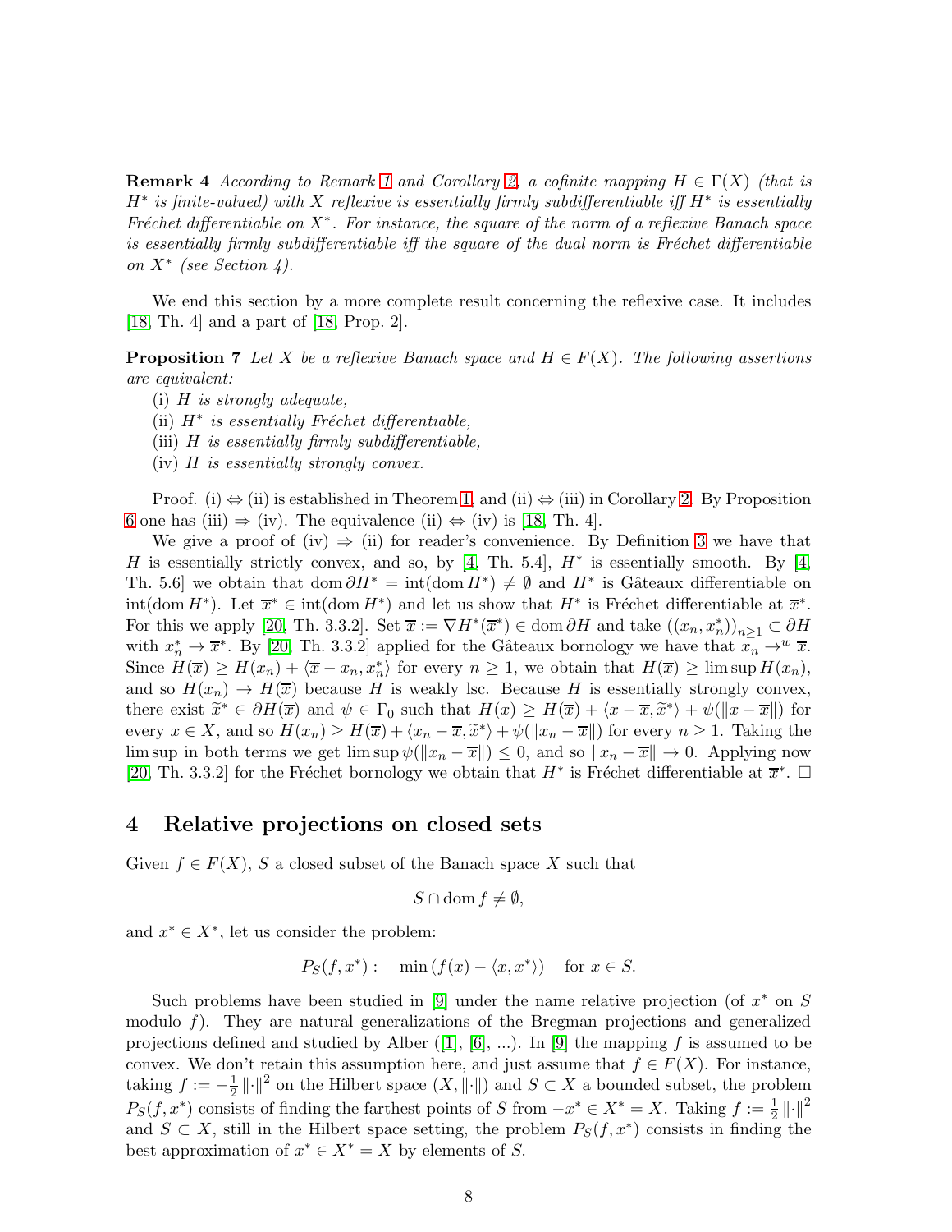**Remark 4** *According to Remark 1 and Corollary 2, a cofinite mapping $H \in \Gamma(X)$ (that is $H^*$ is finite-valued) with $X$ reflexive is essentially firmly subdifferentiable iff $H^*$ is essentially Fréchet differentiable on $X^*$. For instance, the square of the norm of a reflexive Banach space is essentially firmly subdifferentiable iff the square of the dual norm is Fréchet differentiable on $X^*$ (see Section 4).*

We end this section by a more complete result concerning the reflexive case. It includes [18, Th. 4] and a part of [18, Prop. 2].

**Proposition 7** *Let $X$ be a reflexive Banach space and $H \in F(X)$. The following assertions are equivalent:*

(i) *$H$ is strongly adequate,*

(ii) *$H^*$ is essentially Fréchet differentiable,*

(iii) *$H$ is essentially firmly subdifferentiable,*

(iv) *$H$ is essentially strongly convex.*

Proof. (i) $\Leftrightarrow$ (ii) is established in Theorem 1, and (ii) $\Leftrightarrow$ (iii) in Corollary 2. By Proposition 6 one has (iii) $\Rightarrow$ (iv). The equivalence (ii) $\Leftrightarrow$ (iv) is [18, Th. 4].

We give a proof of (iv) $\Rightarrow$ (ii) for reader's convenience. By Definition 3 we have that $H$ is essentially strictly convex, and so, by [4, Th. 5.4], $H^*$ is essentially smooth. By [4, Th. 5.6] we obtain that $\operatorname{dom} \partial H^* = \operatorname{int}(\operatorname{dom} H^*) \neq \emptyset$ and $H^*$ is Gâteaux differentiable on $\operatorname{int}(\operatorname{dom} H^*)$. Let $\overline{x}^* \in \operatorname{int}(\operatorname{dom} H^*)$ and let us show that $H^*$ is Fréchet differentiable at $\overline{x}^*$. For this we apply [20, Th. 3.3.2]. Set $\overline{x} := \nabla H^*(\overline{x}^*) \in \operatorname{dom} \partial H$ and take $((x_n, x_n^*))_{n \geq 1} \subset \partial H$ with $x_n^* \to \overline{x}^*$. By [20, Th. 3.3.2] applied for the Gâteaux bornology we have that $x_n \to^w \overline{x}$. Since $H(\overline{x}) \geq H(x_n) + \langle \overline{x} - x_n, x_n^* \rangle$ for every $n \geq 1$, we obtain that $H(\overline{x}) \geq \limsup H(x_n)$, and so $H(x_n) \to H(\overline{x})$ because $H$ is weakly lsc. Because $H$ is essentially strongly convex, there exist $\widetilde{x}^* \in \partial H(\overline{x})$ and $\psi \in \Gamma_0$ such that $H(x) \geq H(\overline{x}) + \langle x - \overline{x}, \widetilde{x}^* \rangle + \psi(\|x - \overline{x}\|)$ for every $x \in X$, and so $H(x_n) \geq H(\overline{x}) + \langle x_n - \overline{x}, \widetilde{x}^* \rangle + \psi(\|x_n - \overline{x}\|)$ for every $n \geq 1$. Taking the $\limsup$ in both terms we get $\limsup \psi(\|x_n - \overline{x}\|) \leq 0$, and so $\|x_n - \overline{x}\| \to 0$. Applying now [20, Th. 3.3.2] for the Fréchet bornology we obtain that $H^*$ is Fréchet differentiable at $\overline{x}^*$. $\square$

## 4 Relative projections on closed sets

Given $f \in F(X)$, $S$ a closed subset of the Banach space $X$ such that

$$S \cap \operatorname{dom} f \neq \emptyset,$$

and $x^* \in X^*$, let us consider the problem:

$$P_S(f, x^*): \quad \min \left( f(x) - \langle x, x^* \rangle \right) \quad \text{for } x \in S.$$

Such problems have been studied in [9] under the name relative projection (of $x^*$ on $S$ modulo $f$). They are natural generalizations of the Bregman projections and generalized projections defined and studied by Alber ([1], [6], ...). In [9] the mapping $f$ is assumed to be convex. We don't retain this assumption here, and just assume that $f \in F(X)$. For instance, taking $f := -\frac{1}{2} \|\cdot\|^2$ on the Hilbert space $(X, \|\cdot\|)$ and $S \subset X$ a bounded subset, the problem $P_S(f, x^*)$ consists of finding the farthest points of $S$ from $-x^* \in X^* = X$. Taking $f := \frac{1}{2} \|\cdot\|^2$ and $S \subset X$, still in the Hilbert space setting, the problem $P_S(f, x^*)$ consists in finding the best approximation of $x^* \in X^* = X$ by elements of $S$.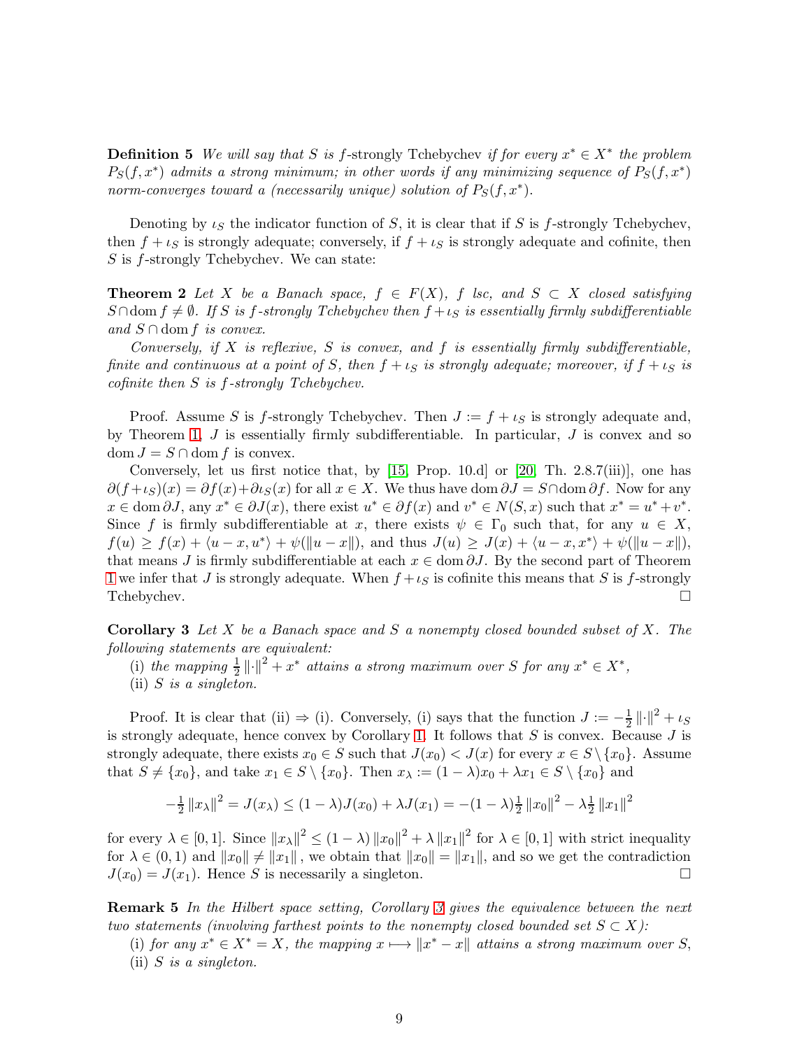**Definition 5** *We will say that $S$ is $f$-strongly Tchebychev if for every $x^* \in X^*$ the problem $P_S(f, x^*)$ admits a strong minimum; in other words if any minimizing sequence of $P_S(f, x^*)$ norm-converges toward a (necessarily unique) solution of $P_S(f, x^*)$.*

Denoting by $\iota_S$ the indicator function of $S$, it is clear that if $S$ is $f$-strongly Tchebychev, then $f + \iota_S$ is strongly adequate; conversely, if $f + \iota_S$ is strongly adequate and cofinite, then $S$ is $f$-strongly Tchebychev. We can state:

**Theorem 2** *Let $X$ be a Banach space, $f \in F(X)$, $f$ lsc, and $S \subset X$ closed satisfying $S \cap \operatorname{dom} f \neq \emptyset$. If $S$ is $f$-strongly Tchebychev then $f + \iota_S$ is essentially firmly subdifferentiable and $S \cap \operatorname{dom} f$ is convex.*

*Conversely, if $X$ is reflexive, $S$ is convex, and $f$ is essentially firmly subdifferentiable, finite and continuous at a point of $S$, then $f + \iota_S$ is strongly adequate; moreover, if $f + \iota_S$ is cofinite then $S$ is $f$-strongly Tchebychev.*

Proof. Assume $S$ is $f$-strongly Tchebychev. Then $J := f + \iota_S$ is strongly adequate and, by Theorem 1, $J$ is essentially firmly subdifferentiable. In particular, $J$ is convex and so $\operatorname{dom} J = S \cap \operatorname{dom} f$ is convex.

Conversely, let us first notice that, by [15, Prop. 10.d] or [20, Th. 2.8.7(iii)], one has $\partial(f + \iota_S)(x) = \partial f(x) + \partial \iota_S(x)$ for all $x \in X$. We thus have $\operatorname{dom} \partial J = S \cap \operatorname{dom} \partial f$. Now for any $x \in \operatorname{dom} \partial J$, any $x^* \in \partial J(x)$, there exist $u^* \in \partial f(x)$ and $v^* \in N(S, x)$ such that $x^* = u^* + v^*$. Since $f$ is firmly subdifferentiable at $x$, there exists $\psi \in \Gamma_0$ such that, for any $u \in X$, $f(u) \geq f(x) + \langle u - x, u^* \rangle + \psi(\|u - x\|)$, and thus $J(u) \geq J(x) + \langle u - x, x^* \rangle + \psi(\|u - x\|)$, that means $J$ is firmly subdifferentiable at each $x \in \operatorname{dom} \partial J$. By the second part of Theorem 1 we infer that $J$ is strongly adequate. When $f + \iota_S$ is cofinite this means that $S$ is $f$-strongly Tchebychev. $\square$

**Corollary 3** *Let $X$ be a Banach space and $S$ a nonempty closed bounded subset of $X$. The following statements are equivalent:*

(i) *the mapping $\frac{1}{2}\|\cdot\|^2 + x^*$ attains a strong maximum over $S$ for any $x^* \in X^*$,*

(ii) *$S$ is a singleton.*

Proof. It is clear that (ii) $\Rightarrow$ (i). Conversely, (i) says that the function $J := -\frac{1}{2}\|\cdot\|^2 + \iota_S$ is strongly adequate, hence convex by Corollary 1. It follows that $S$ is convex. Because $J$ is strongly adequate, there exists $x_0 \in S$ such that $J(x_0) < J(x)$ for every $x \in S \setminus \{x_0\}$. Assume that $S \neq \{x_0\}$, and take $x_1 \in S \setminus \{x_0\}$. Then $x_\lambda := (1 - \lambda)x_0 + \lambda x_1 \in S \setminus \{x_0\}$ and

$$-\tfrac{1}{2}\|x_\lambda\|^2 = J(x_\lambda) \leq (1 - \lambda)J(x_0) + \lambda J(x_1) = -(1 - \lambda)\tfrac{1}{2}\|x_0\|^2 - \lambda \tfrac{1}{2}\|x_1\|^2$$

for every $\lambda \in [0, 1]$. Since $\|x_\lambda\|^2 \leq (1 - \lambda)\|x_0\|^2 + \lambda \|x_1\|^2$ for $\lambda \in [0, 1]$ with strict inequality for $\lambda \in (0, 1)$ and $\|x_0\| \neq \|x_1\|$, we obtain that $\|x_0\| = \|x_1\|$, and so we get the contradiction $J(x_0) = J(x_1)$. Hence $S$ is necessarily a singleton. $\square$

**Remark 5** *In the Hilbert space setting, Corollary 3 gives the equivalence between the next two statements (involving farthest points to the nonempty closed bounded set $S \subset X$):*

(i) *for any $x^* \in X^* = X$, the mapping $x \longmapsto \|x^* - x\|$ attains a strong maximum over $S$,*

(ii) *$S$ is a singleton.*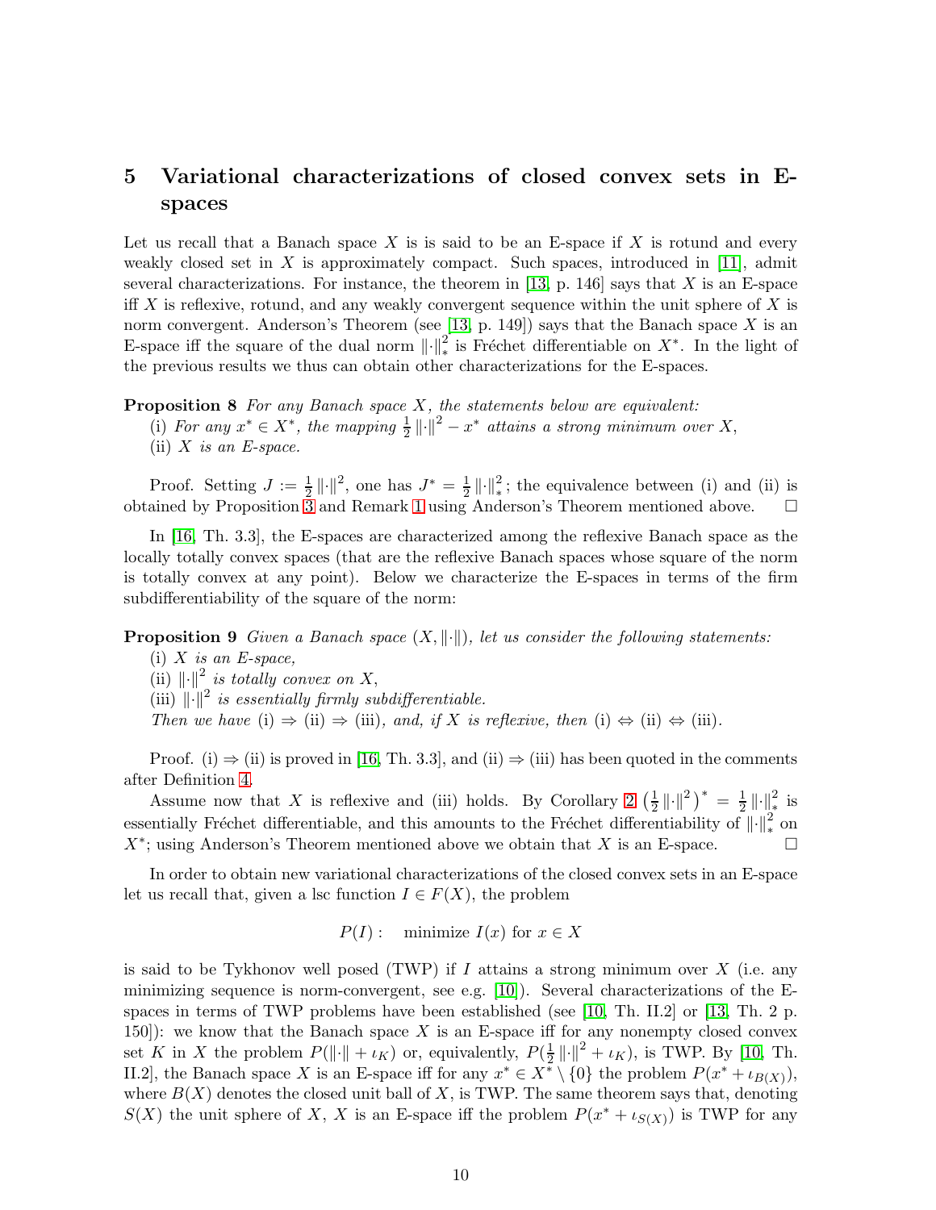## 5 Variational characterizations of closed convex sets in E-spaces

Let us recall that a Banach space $X$ is is said to be an E-space if $X$ is rotund and every weakly closed set in $X$ is approximately compact. Such spaces, introduced in [11], admit several characterizations. For instance, the theorem in [13, p. 146] says that $X$ is an E-space iff $X$ is reflexive, rotund, and any weakly convergent sequence within the unit sphere of $X$ is norm convergent. Anderson's Theorem (see [13, p. 149]) says that the Banach space $X$ is an E-space iff the square of the dual norm $\|\cdot\|_*^2$ is Fréchet differentiable on $X^*$. In the light of the previous results we thus can obtain other characterizations for the E-spaces.

**Proposition 8** *For any Banach space $X$, the statements below are equivalent:*
(i) *For any $x^* \in X^*$, the mapping $\frac{1}{2}\|\cdot\|^2 - x^*$ attains a strong minimum over $X$,*
(ii) *$X$ is an E-space.*

Proof. Setting $J := \frac{1}{2}\|\cdot\|^2$, one has $J^* = \frac{1}{2}\|\cdot\|_*^2$; the equivalence between (i) and (ii) is obtained by Proposition 3 and Remark 1 using Anderson's Theorem mentioned above. $\square$

In [16, Th. 3.3], the E-spaces are characterized among the reflexive Banach space as the locally totally convex spaces (that are the reflexive Banach spaces whose square of the norm is totally convex at any point). Below we characterize the E-spaces in terms of the firm subdifferentiability of the square of the norm:

**Proposition 9** *Given a Banach space $(X, \|\cdot\|)$, let us consider the following statements:*
(i) *$X$ is an E-space,*
(ii) *$\|\cdot\|^2$ is totally convex on $X$,*
(iii) *$\|\cdot\|^2$ is essentially firmly subdifferentiable.*
*Then we have* (i) $\Rightarrow$ (ii) $\Rightarrow$ (iii)*, and, if $X$ is reflexive, then* (i) $\Leftrightarrow$ (ii) $\Leftrightarrow$ (iii).

Proof. (i) $\Rightarrow$ (ii) is proved in [16, Th. 3.3], and (ii) $\Rightarrow$ (iii) has been quoted in the comments after Definition 4.

Assume now that $X$ is reflexive and (iii) holds. By Corollary 2 $\left(\frac{1}{2}\|\cdot\|^2\right)^* = \frac{1}{2}\|\cdot\|_*^2$ is essentially Fréchet differentiable, and this amounts to the Fréchet differentiability of $\|\cdot\|_*^2$ on $X^*$; using Anderson's Theorem mentioned above we obtain that $X$ is an E-space. $\square$

In order to obtain new variational characterizations of the closed convex sets in an E-space let us recall that, given a lsc function $I \in F(X)$, the problem

$$P(I): \quad \text{minimize } I(x) \text{ for } x \in X$$

is said to be Tykhonov well posed (TWP) if $I$ attains a strong minimum over $X$ (i.e. any minimizing sequence is norm-convergent, see e.g. [10]). Several characterizations of the E-spaces in terms of TWP problems have been established (see [10, Th. II.2] or [13, Th. 2 p. 150]): we know that the Banach space $X$ is an E-space iff for any nonempty closed convex set $K$ in $X$ the problem $P(\|\cdot\| + \iota_K)$ or, equivalently, $P(\frac{1}{2}\|\cdot\|^2 + \iota_K)$, is TWP. By [10, Th. II.2], the Banach space $X$ is an E-space iff for any $x^* \in X^* \setminus \{0\}$ the problem $P(x^* + \iota_{B(X)})$, where $B(X)$ denotes the closed unit ball of $X$, is TWP. The same theorem says that, denoting $S(X)$ the unit sphere of $X$, $X$ is an E-space iff the problem $P(x^* + \iota_{S(X)})$ is TWP for any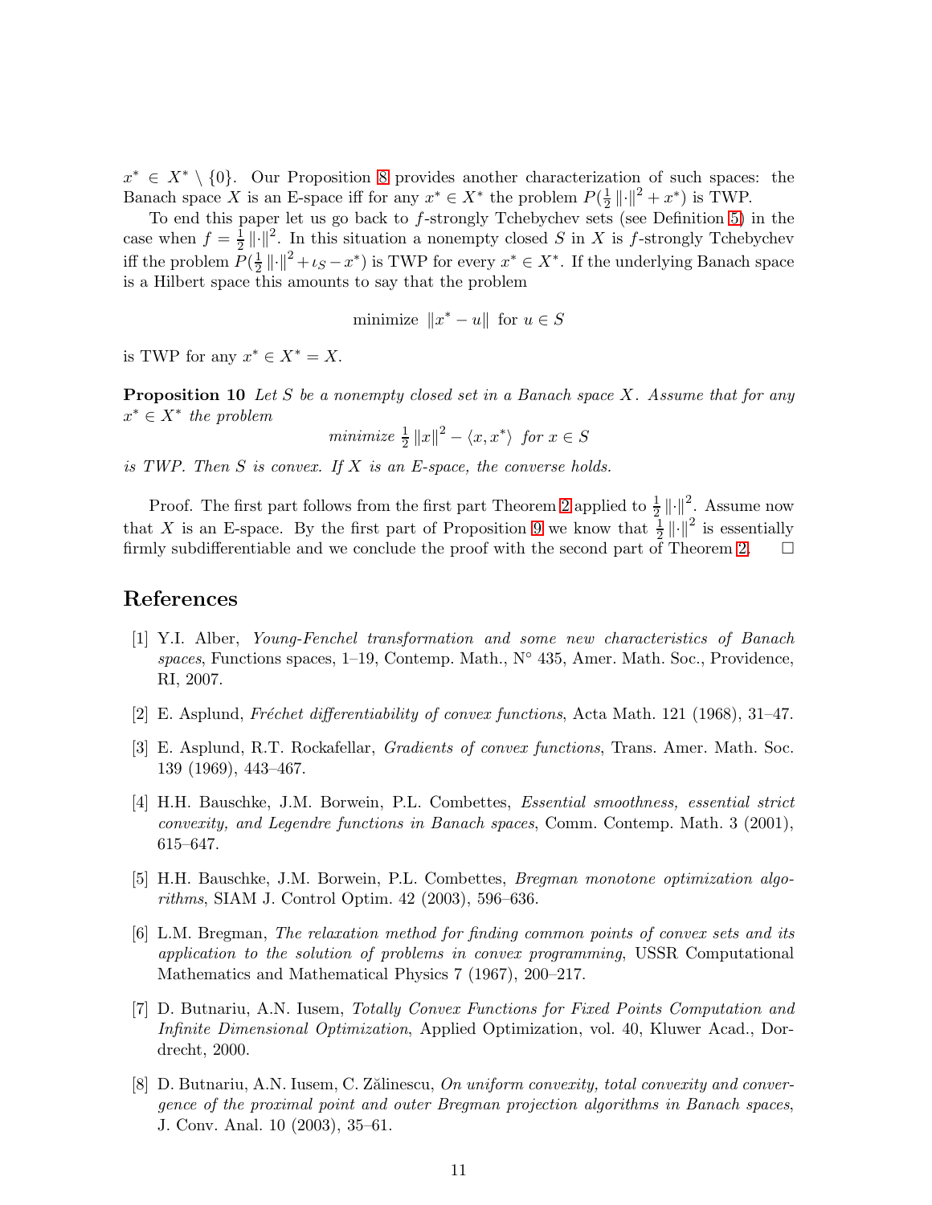$x^* \in X^* \setminus \{0\}$. Our Proposition 8 provides another characterization of such spaces: the Banach space $X$ is an E-space iff for any $x^* \in X^*$ the problem $P(\frac{1}{2}\|\cdot\|^2 + x^*)$ is TWP.

To end this paper let us go back to $f$-strongly Tchebychev sets (see Definition 5) in the case when $f = \frac{1}{2}\|\cdot\|^2$. In this situation a nonempty closed $S$ in $X$ is $f$-strongly Tchebychev iff the problem $P(\frac{1}{2}\|\cdot\|^2 + \iota_S - x^*)$ is TWP for every $x^* \in X^*$. If the underlying Banach space is a Hilbert space this amounts to say that the problem

$$\text{minimize } \|x^* - u\| \text{ for } u \in S$$

is TWP for any $x^* \in X^* = X$.

**Proposition 10** *Let $S$ be a nonempty closed set in a Banach space $X$. Assume that for any $x^* \in X^*$ the problem*

$$\textit{minimize } \tfrac{1}{2}\|x\|^2 - \langle x, x^* \rangle \textit{ for } x \in S$$

*is TWP. Then $S$ is convex. If $X$ is an E-space, the converse holds.*

Proof. The first part follows from the first part Theorem 2 applied to $\frac{1}{2}\|\cdot\|^2$. Assume now that $X$ is an E-space. By the first part of Proposition 9 we know that $\frac{1}{2}\|\cdot\|^2$ is essentially firmly subdifferentiable and we conclude the proof with the second part of Theorem 2. □

# References

[1] Y.I. Alber, *Young-Fenchel transformation and some new characteristics of Banach spaces*, Functions spaces, 1–19, Contemp. Math., N° 435, Amer. Math. Soc., Providence, RI, 2007.

[2] E. Asplund, *Fréchet differentiability of convex functions*, Acta Math. 121 (1968), 31–47.

[3] E. Asplund, R.T. Rockafellar, *Gradients of convex functions*, Trans. Amer. Math. Soc. 139 (1969), 443–467.

[4] H.H. Bauschke, J.M. Borwein, P.L. Combettes, *Essential smoothness, essential strict convexity, and Legendre functions in Banach spaces*, Comm. Contemp. Math. 3 (2001), 615–647.

[5] H.H. Bauschke, J.M. Borwein, P.L. Combettes, *Bregman monotone optimization algorithms*, SIAM J. Control Optim. 42 (2003), 596–636.

[6] L.M. Bregman, *The relaxation method for finding common points of convex sets and its application to the solution of problems in convex programming*, USSR Computational Mathematics and Mathematical Physics 7 (1967), 200–217.

[7] D. Butnariu, A.N. Iusem, *Totally Convex Functions for Fixed Points Computation and Infinite Dimensional Optimization*, Applied Optimization, vol. 40, Kluwer Acad., Dordrecht, 2000.

[8] D. Butnariu, A.N. Iusem, C. Zălinescu, *On uniform convexity, total convexity and convergence of the proximal point and outer Bregman projection algorithms in Banach spaces*, J. Conv. Anal. 10 (2003), 35–61.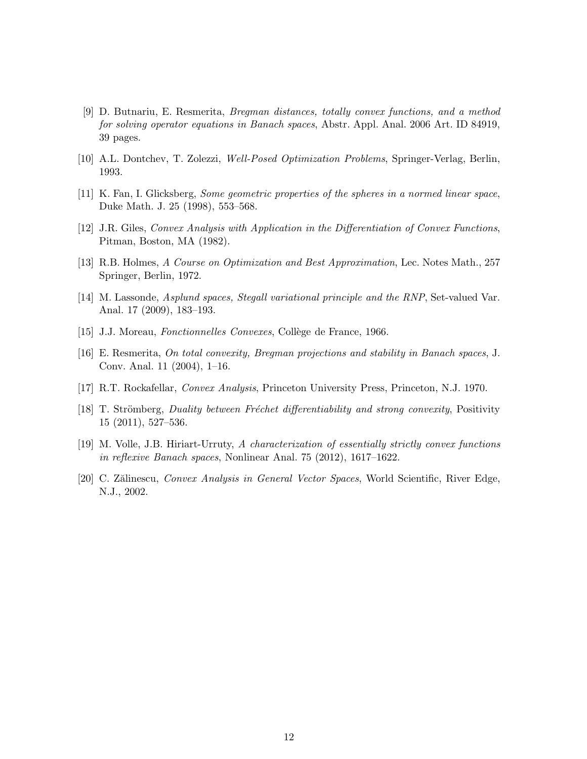[9] D. Butnariu, E. Resmerita, *Bregman distances, totally convex functions, and a method for solving operator equations in Banach spaces*, Abstr. Appl. Anal. 2006 Art. ID 84919, 39 pages.

[10] A.L. Dontchev, T. Zolezzi, *Well-Posed Optimization Problems*, Springer-Verlag, Berlin, 1993.

[11] K. Fan, I. Glicksberg, *Some geometric properties of the spheres in a normed linear space*, Duke Math. J. 25 (1998), 553–568.

[12] J.R. Giles, *Convex Analysis with Application in the Differentiation of Convex Functions*, Pitman, Boston, MA (1982).

[13] R.B. Holmes, *A Course on Optimization and Best Approximation*, Lec. Notes Math., 257 Springer, Berlin, 1972.

[14] M. Lassonde, *Asplund spaces, Stegall variational principle and the RNP*, Set-valued Var. Anal. 17 (2009), 183–193.

[15] J.J. Moreau, *Fonctionnelles Convexes*, Collège de France, 1966.

[16] E. Resmerita, *On total convexity, Bregman projections and stability in Banach spaces*, J. Conv. Anal. 11 (2004), 1–16.

[17] R.T. Rockafellar, *Convex Analysis*, Princeton University Press, Princeton, N.J. 1970.

[18] T. Strömberg, *Duality between Fréchet differentiability and strong convexity*, Positivity 15 (2011), 527–536.

[19] M. Volle, J.B. Hiriart-Urruty, *A characterization of essentially strictly convex functions in reflexive Banach spaces*, Nonlinear Anal. 75 (2012), 1617–1622.

[20] C. Zălinescu, *Convex Analysis in General Vector Spaces*, World Scientific, River Edge, N.J., 2002.